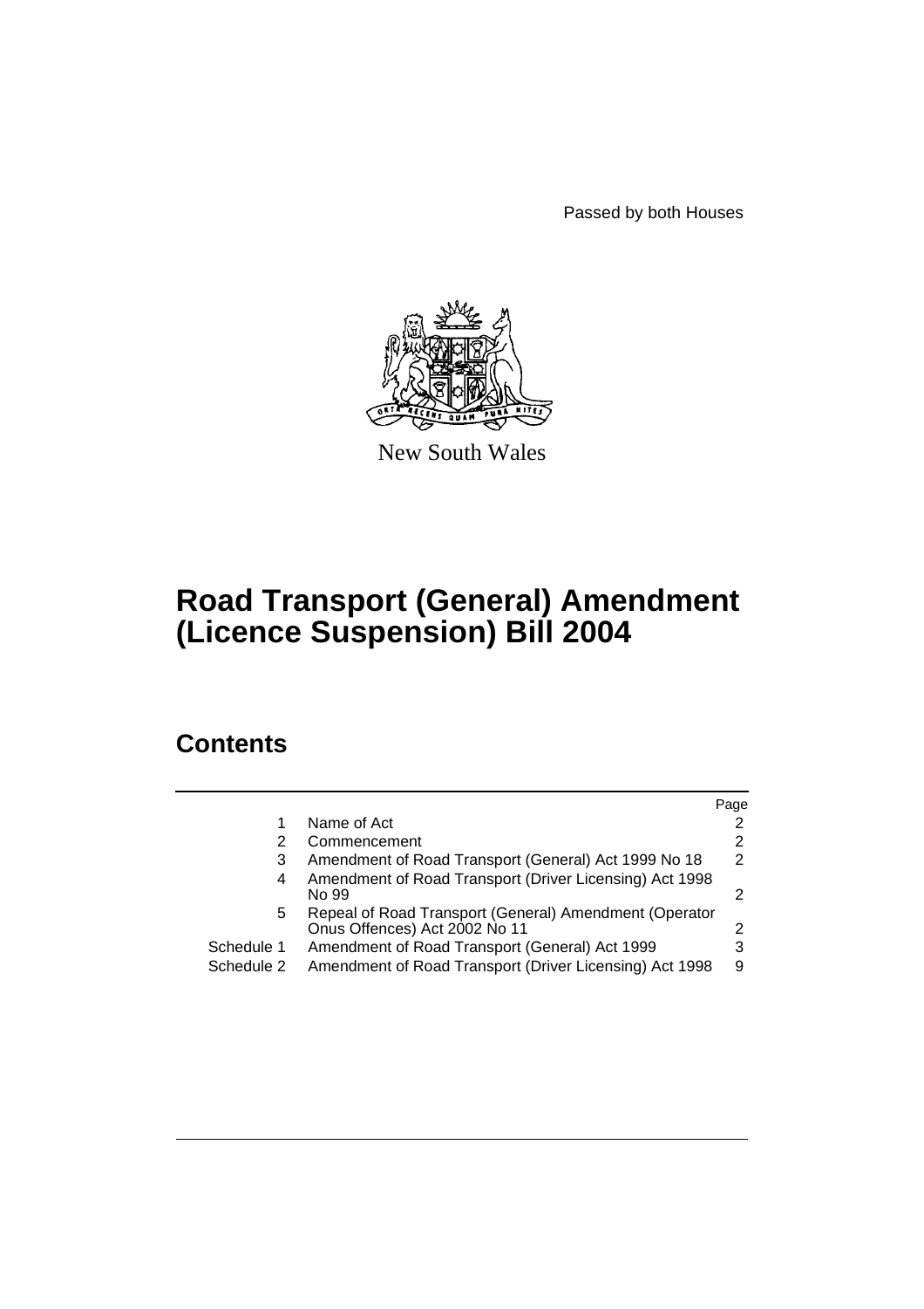Passed by both Houses

New South Wales

# Road Transport (General) Amendment (Licence Suspension) Bill 2004

## Contents

| | | Page |
|---|---|---|
| 1 | Name of Act | 2 |
| 2 | Commencement | 2 |
| 3 | Amendment of Road Transport (General) Act 1999 No 18 | 2 |
| 4 | Amendment of Road Transport (Driver Licensing) Act 1998 No 99 | 2 |
| 5 | Repeal of Road Transport (General) Amendment (Operator Onus Offences) Act 2002 No 11 | 2 |
| Schedule 1 | Amendment of Road Transport (General) Act 1999 | 3 |
| Schedule 2 | Amendment of Road Transport (Driver Licensing) Act 1998 | 9 |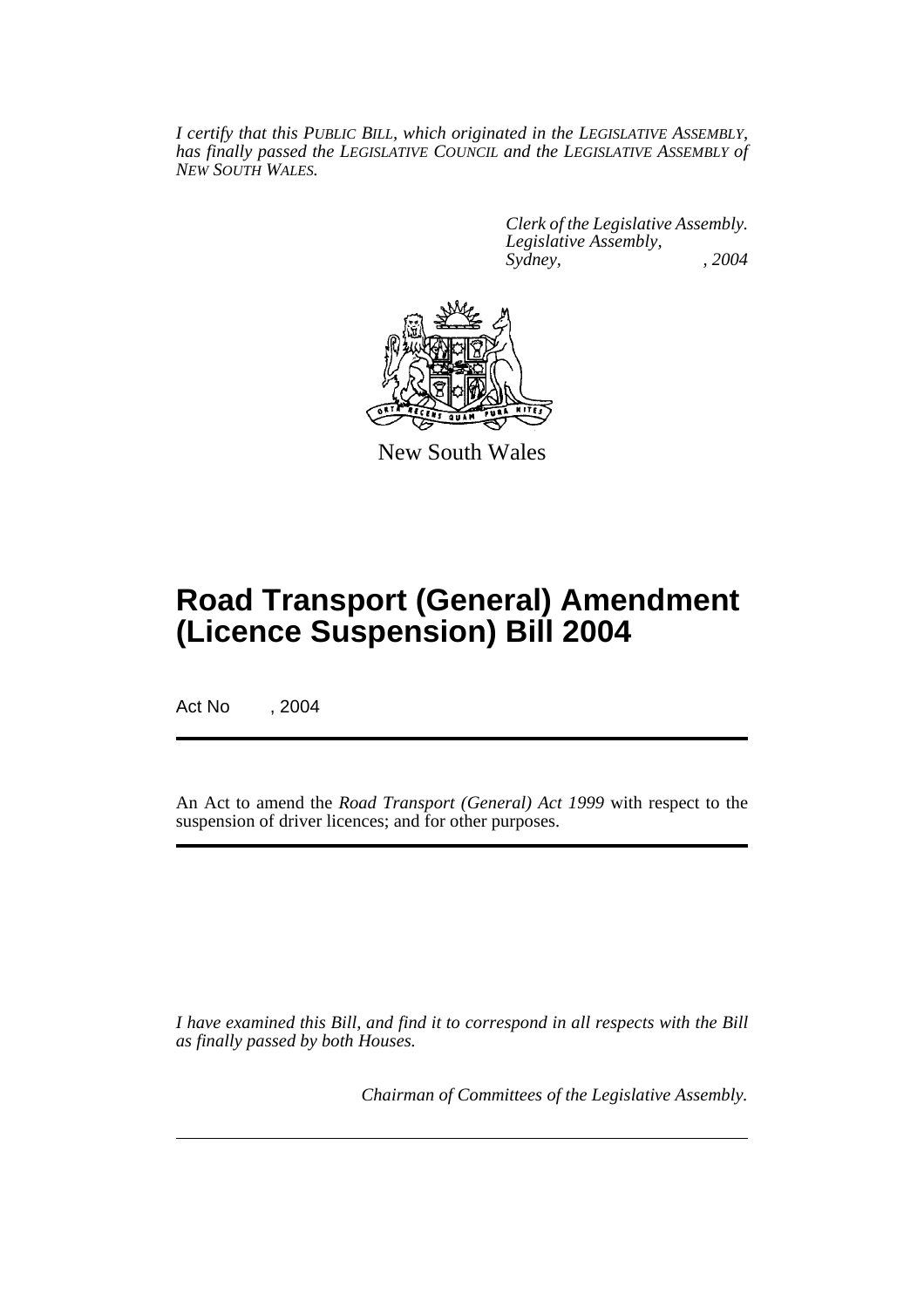*I certify that this PUBLIC BILL, which originated in the LEGISLATIVE ASSEMBLY, has finally passed the LEGISLATIVE COUNCIL and the LEGISLATIVE ASSEMBLY of NEW SOUTH WALES.*

*Clerk of the Legislative Assembly.*
*Legislative Assembly,*
*Sydney, , 2004*

New South Wales

# Road Transport (General) Amendment (Licence Suspension) Bill 2004

Act No , 2004

An Act to amend the *Road Transport (General) Act 1999* with respect to the suspension of driver licences; and for other purposes.

*I have examined this Bill, and find it to correspond in all respects with the Bill as finally passed by both Houses.*

*Chairman of Committees of the Legislative Assembly.*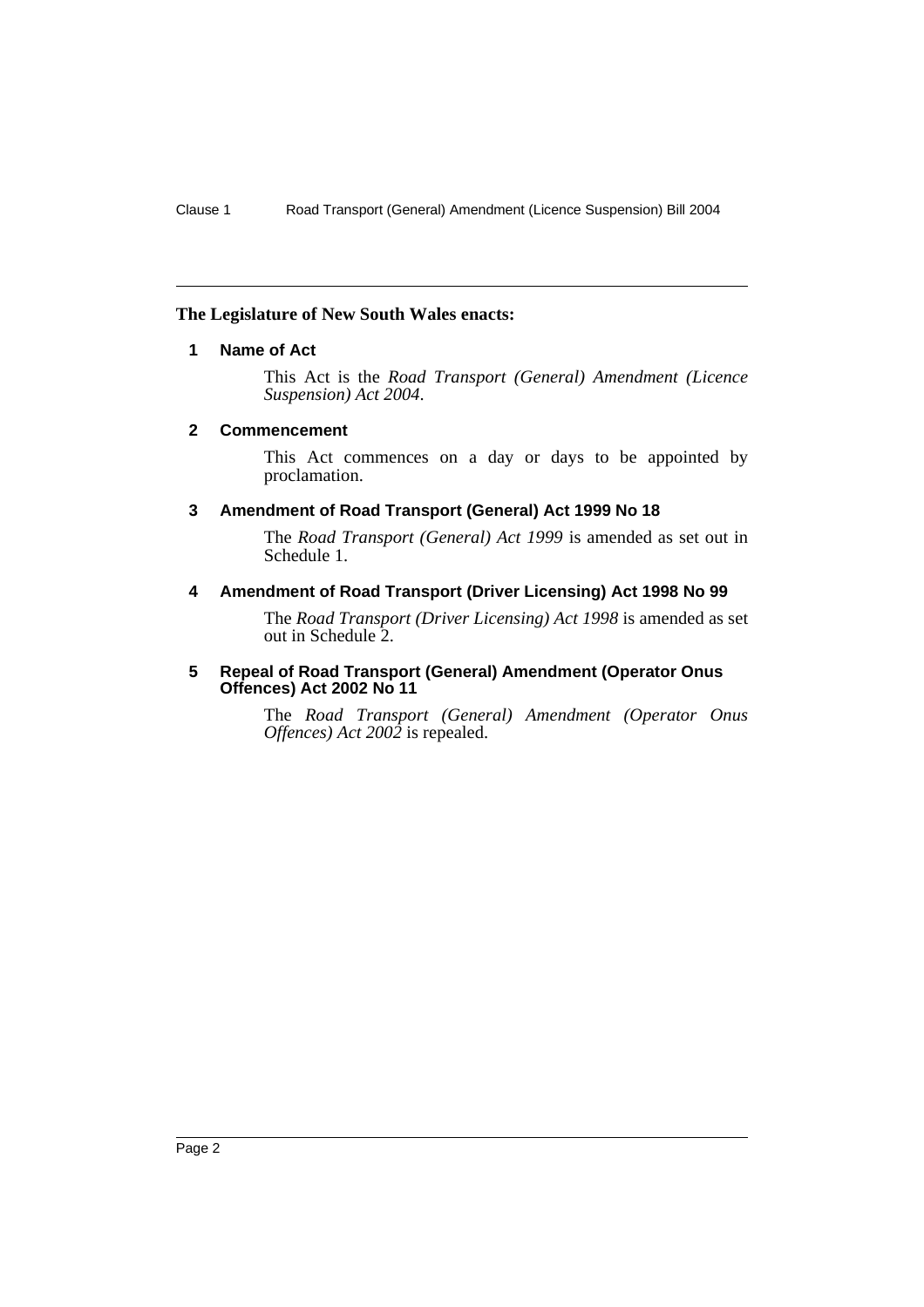**The Legislature of New South Wales enacts:**

## 1 Name of Act

This Act is the *Road Transport (General) Amendment (Licence Suspension) Act 2004*.

## 2 Commencement

This Act commences on a day or days to be appointed by proclamation.

## 3 Amendment of Road Transport (General) Act 1999 No 18

The *Road Transport (General) Act 1999* is amended as set out in Schedule 1.

## 4 Amendment of Road Transport (Driver Licensing) Act 1998 No 99

The *Road Transport (Driver Licensing) Act 1998* is amended as set out in Schedule 2.

## 5 Repeal of Road Transport (General) Amendment (Operator Onus Offences) Act 2002 No 11

The *Road Transport (General) Amendment (Operator Onus Offences) Act 2002* is repealed.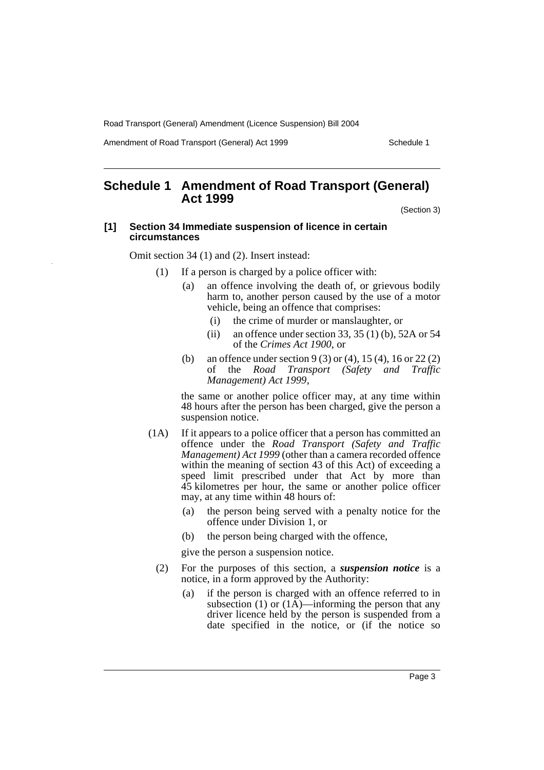# Schedule 1 Amendment of Road Transport (General) Act 1999

(Section 3)

### [1] Section 34 Immediate suspension of licence in certain circumstances

Omit section 34 (1) and (2). Insert instead:

(1) If a person is charged by a police officer with:

(a) an offence involving the death of, or grievous bodily harm to, another person caused by the use of a motor vehicle, being an offence that comprises:

(i) the crime of murder or manslaughter, or

(ii) an offence under section 33, 35 (1) (b), 52A or 54 of the *Crimes Act 1900*, or

(b) an offence under section 9 (3) or (4), 15 (4), 16 or 22 (2) of the *Road Transport (Safety and Traffic Management) Act 1999*,

the same or another police officer may, at any time within 48 hours after the person has been charged, give the person a suspension notice.

(1A) If it appears to a police officer that a person has committed an offence under the *Road Transport (Safety and Traffic Management) Act 1999* (other than a camera recorded offence within the meaning of section 43 of this Act) of exceeding a speed limit prescribed under that Act by more than 45 kilometres per hour, the same or another police officer may, at any time within 48 hours of:

(a) the person being served with a penalty notice for the offence under Division 1, or

(b) the person being charged with the offence,

give the person a suspension notice.

(2) For the purposes of this section, a ***suspension notice*** is a notice, in a form approved by the Authority:

(a) if the person is charged with an offence referred to in subsection (1) or (1A)—informing the person that any driver licence held by the person is suspended from a date specified in the notice, or (if the notice so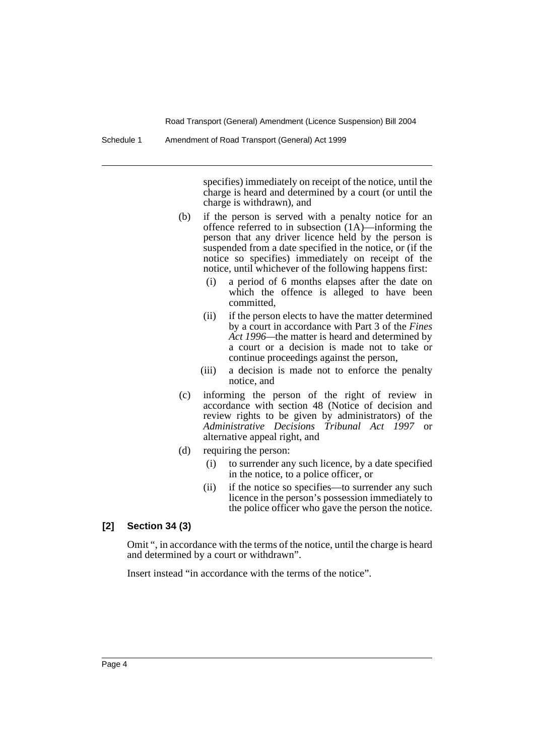specifies) immediately on receipt of the notice, until the charge is heard and determined by a court (or until the charge is withdrawn), and

(b) if the person is served with a penalty notice for an offence referred to in subsection (1A)—informing the person that any driver licence held by the person is suspended from a date specified in the notice, or (if the notice so specifies) immediately on receipt of the notice, until whichever of the following happens first:

   (i) a period of 6 months elapses after the date on which the offence is alleged to have been committed,

   (ii) if the person elects to have the matter determined by a court in accordance with Part 3 of the *Fines Act 1996*—the matter is heard and determined by a court or a decision is made not to take or continue proceedings against the person,

   (iii) a decision is made not to enforce the penalty notice, and

(c) informing the person of the right of review in accordance with section 48 (Notice of decision and review rights to be given by administrators) of the *Administrative Decisions Tribunal Act 1997* or alternative appeal right, and

(d) requiring the person:

   (i) to surrender any such licence, by a date specified in the notice, to a police officer, or

   (ii) if the notice so specifies—to surrender any such licence in the person's possession immediately to the police officer who gave the person the notice.

### [2] Section 34 (3)

Omit ", in accordance with the terms of the notice, until the charge is heard and determined by a court or withdrawn".

Insert instead "in accordance with the terms of the notice".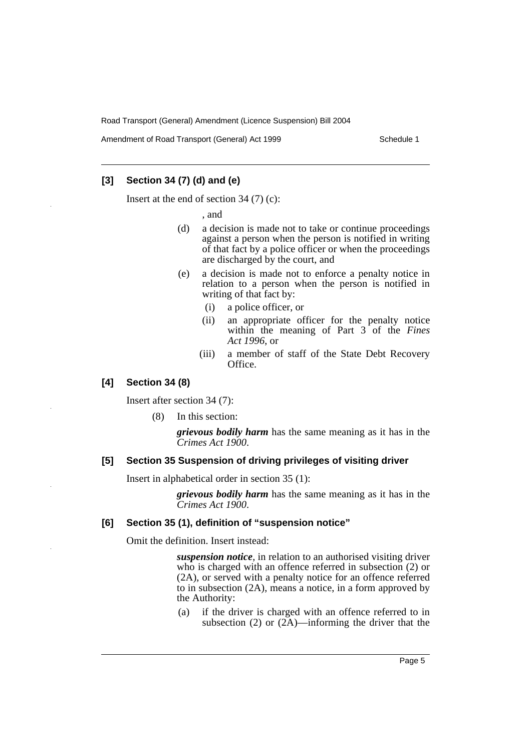### [3] Section 34 (7) (d) and (e)

Insert at the end of section 34 (7) (c):

, and

(d) a decision is made not to take or continue proceedings against a person when the person is notified in writing of that fact by a police officer or when the proceedings are discharged by the court, and

(e) a decision is made not to enforce a penalty notice in relation to a person when the person is notified in writing of that fact by:

(i) a police officer, or

(ii) an appropriate officer for the penalty notice within the meaning of Part 3 of the *Fines Act 1996*, or

(iii) a member of staff of the State Debt Recovery Office.

### [4] Section 34 (8)

Insert after section 34 (7):

(8) In this section:

***grievous bodily harm*** has the same meaning as it has in the *Crimes Act 1900*.

### [5] Section 35 Suspension of driving privileges of visiting driver

Insert in alphabetical order in section 35 (1):

***grievous bodily harm*** has the same meaning as it has in the *Crimes Act 1900*.

### [6] Section 35 (1), definition of "suspension notice"

Omit the definition. Insert instead:

***suspension notice***, in relation to an authorised visiting driver who is charged with an offence referred in subsection (2) or (2A), or served with a penalty notice for an offence referred to in subsection (2A), means a notice, in a form approved by the Authority:

(a) if the driver is charged with an offence referred to in subsection (2) or (2A)—informing the driver that the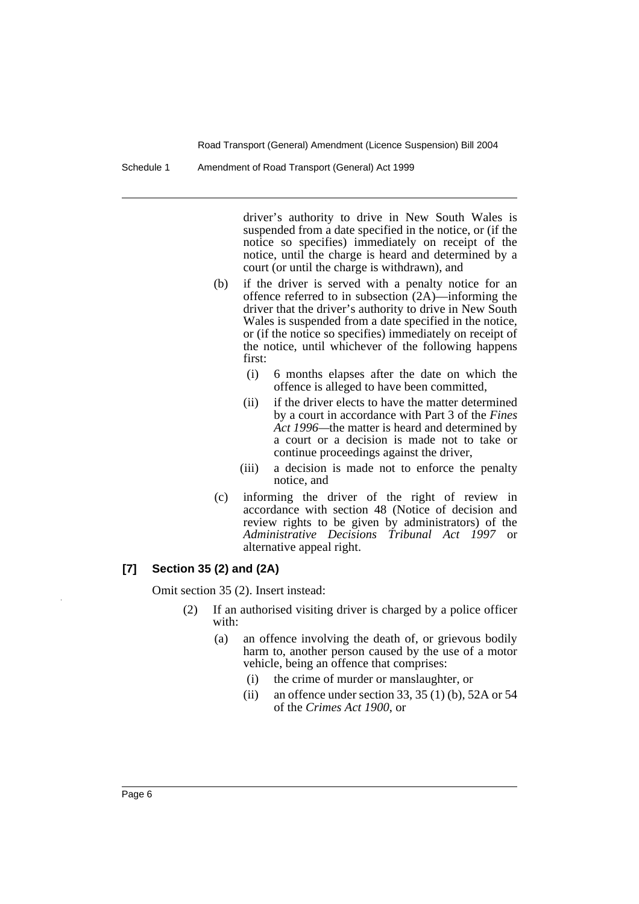driver's authority to drive in New South Wales is suspended from a date specified in the notice, or (if the notice so specifies) immediately on receipt of the notice, until the charge is heard and determined by a court (or until the charge is withdrawn), and

(b) if the driver is served with a penalty notice for an offence referred to in subsection (2A)—informing the driver that the driver's authority to drive in New South Wales is suspended from a date specified in the notice, or (if the notice so specifies) immediately on receipt of the notice, until whichever of the following happens first:

(i) 6 months elapses after the date on which the offence is alleged to have been committed,

(ii) if the driver elects to have the matter determined by a court in accordance with Part 3 of the *Fines Act 1996*—the matter is heard and determined by a court or a decision is made not to take or continue proceedings against the driver,

(iii) a decision is made not to enforce the penalty notice, and

(c) informing the driver of the right of review in accordance with section 48 (Notice of decision and review rights to be given by administrators) of the *Administrative Decisions Tribunal Act 1997* or alternative appeal right.

**[7] Section 35 (2) and (2A)**

Omit section 35 (2). Insert instead:

(2) If an authorised visiting driver is charged by a police officer with:

(a) an offence involving the death of, or grievous bodily harm to, another person caused by the use of a motor vehicle, being an offence that comprises:

(i) the crime of murder or manslaughter, or

(ii) an offence under section 33, 35 (1) (b), 52A or 54 of the *Crimes Act 1900*, or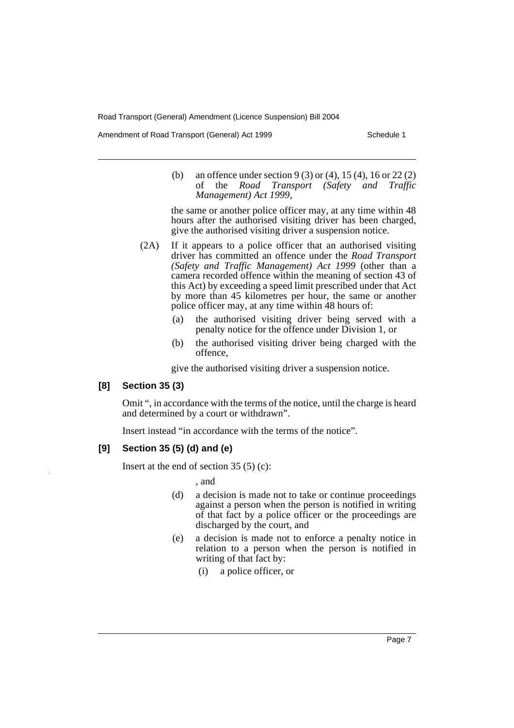(b) an offence under section 9 (3) or (4), 15 (4), 16 or 22 (2) of the *Road Transport (Safety and Traffic Management) Act 1999*,

the same or another police officer may, at any time within 48 hours after the authorised visiting driver has been charged, give the authorised visiting driver a suspension notice.

(2A) If it appears to a police officer that an authorised visiting driver has committed an offence under the *Road Transport (Safety and Traffic Management) Act 1999* (other than a camera recorded offence within the meaning of section 43 of this Act) by exceeding a speed limit prescribed under that Act by more than 45 kilometres per hour, the same or another police officer may, at any time within 48 hours of:

(a) the authorised visiting driver being served with a penalty notice for the offence under Division 1, or

(b) the authorised visiting driver being charged with the offence,

give the authorised visiting driver a suspension notice.

### [8] Section 35 (3)

Omit ", in accordance with the terms of the notice, until the charge is heard and determined by a court or withdrawn".

Insert instead "in accordance with the terms of the notice".

### [9] Section 35 (5) (d) and (e)

Insert at the end of section 35 (5) (c):

, and

(d) a decision is made not to take or continue proceedings against a person when the person is notified in writing of that fact by a police officer or the proceedings are discharged by the court, and

(e) a decision is made not to enforce a penalty notice in relation to a person when the person is notified in writing of that fact by:

(i) a police officer, or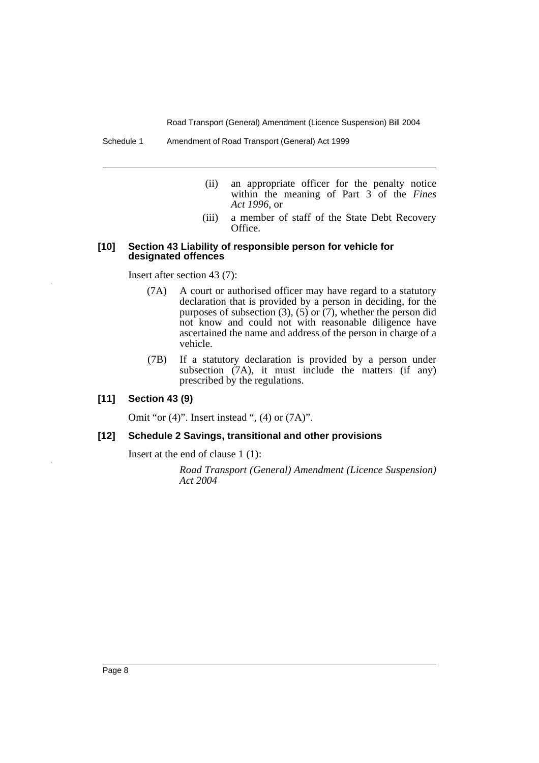(ii) an appropriate officer for the penalty notice within the meaning of Part 3 of the *Fines Act 1996*, or

(iii) a member of staff of the State Debt Recovery Office.

#### [10] Section 43 Liability of responsible person for vehicle for designated offences

Insert after section 43 (7):

(7A) A court or authorised officer may have regard to a statutory declaration that is provided by a person in deciding, for the purposes of subsection (3), (5) or (7), whether the person did not know and could not with reasonable diligence have ascertained the name and address of the person in charge of a vehicle.

(7B) If a statutory declaration is provided by a person under subsection (7A), it must include the matters (if any) prescribed by the regulations.

#### [11] Section 43 (9)

Omit "or (4)". Insert instead ", (4) or (7A)".

#### [12] Schedule 2 Savings, transitional and other provisions

Insert at the end of clause 1 (1):

*Road Transport (General) Amendment (Licence Suspension) Act 2004*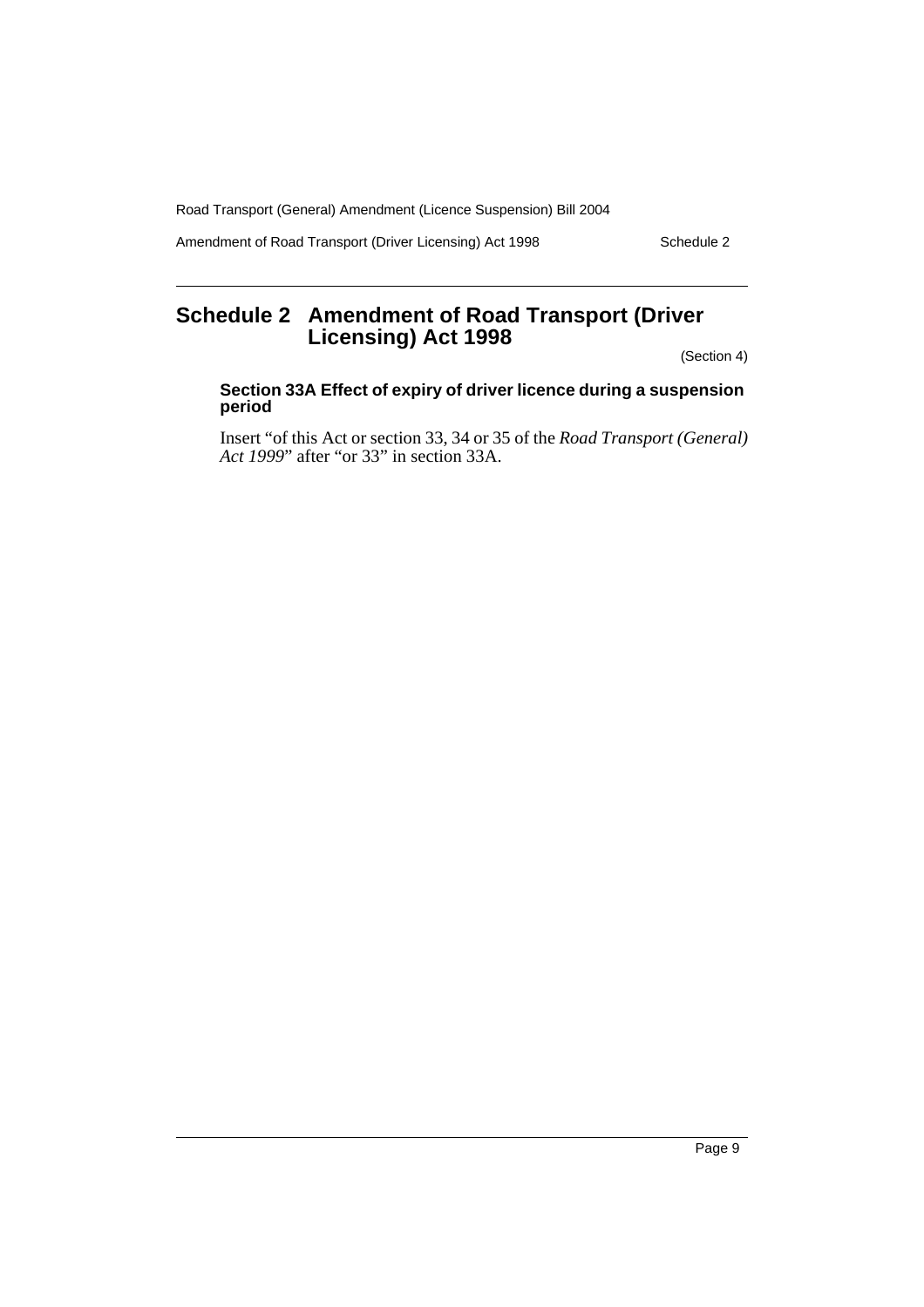# Schedule 2 Amendment of Road Transport (Driver Licensing) Act 1998

(Section 4)

### Section 33A Effect of expiry of driver licence during a suspension period

Insert "of this Act or section 33, 34 or 35 of the *Road Transport (General) Act 1999*" after "or 33" in section 33A.